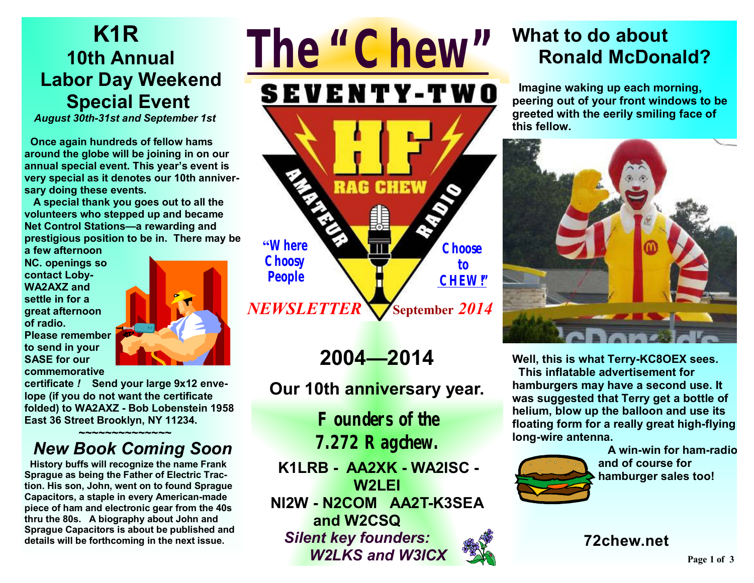# The "Chew"

SEVENTY-TWO

HF RAG CHEW AMATEUR RADIO

"Where Choosy People Choose to CHEW!"

*NEWSLETTER* September *2014*

## K1R 10th Annual Labor Day Weekend Special Event

***August 30th-31st and September 1st***

**Once again hundreds of fellow hams around the globe will be joining in on our annual special event. This year's event is very special as it denotes our 10th anniversary doing these events.**

**A special thank you goes out to all the volunteers who stepped up and became Net Control Stations—a rewarding and prestigious position to be in. There may be a few afternoon NC. openings so contact Loby-WA2AXZ and settle in for a great afternoon of radio. Please remember to send in your SASE for our commemorative certificate *!* Send your large 9x12 envelope (if you do not want the certificate folded) to WA2AXZ - Bob Lobenstein 1958 East 36 Street Brooklyn, NY 11234.**

~~~~~~~~~~~~~~~

## *New Book Coming Soon*

**History buffs will recognize the name Frank Sprague as being the Father of Electric Traction. His son, John, went on to found Sprague Capacitors, a staple in every American-made piece of ham and electronic gear from the 40s thru the 80s. A biography about John and Sprague Capacitors is about be published and details will be forthcoming in the next issue.**

## 2004—2014

### Our 10th anniversary year.

### Founders of the 7.272 Ragchew.

**K1LRB - AA2XK - WA2ISC - W2LEI**
**NI2W - N2COM AA2T-K3SEA and W2CSQ**

***Silent key founders: W2LKS and W3ICX***

## What to do about Ronald McDonald?

**Imagine waking up each morning, peering out of your front windows to be greeted with the eerily smiling face of this fellow.**

**Well, this is what Terry-KC8OEX sees.**

**This inflatable advertisement for hamburgers may have a second use. It was suggested that Terry get a bottle of helium, blow up the balloon and use its floating form for a really great high-flying long-wire antenna.**

**A win-win for ham-radio and of course for hamburger sales too!**

**72chew.net**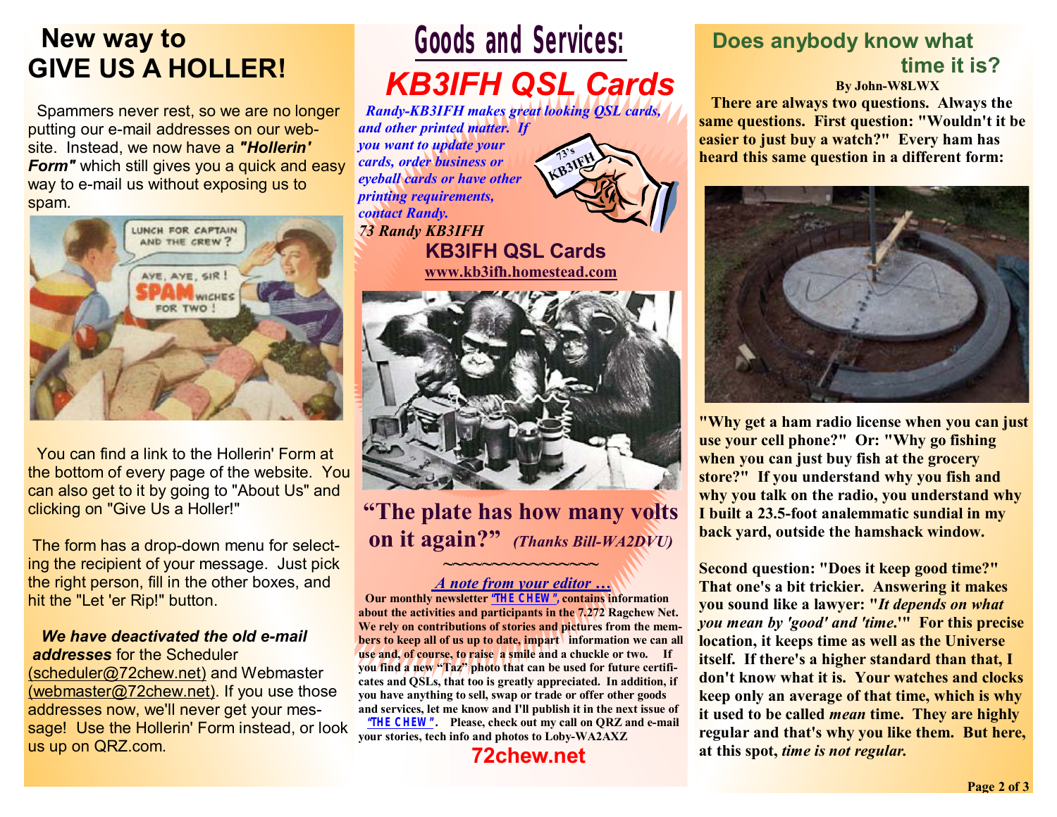# New way to GIVE US A HOLLER!

Spammers never rest, so we are no longer putting our e-mail addresses on our website. Instead, we now have a ***"Hollerin' Form"*** which still gives you a quick and easy way to e-mail us without exposing us to spam.

You can find a link to the Hollerin' Form at the bottom of every page of the website. You can also get to it by going to "About Us" and clicking on "Give Us a Holler!"

The form has a drop-down menu for selecting the recipient of your message. Just pick the right person, fill in the other boxes, and hit the "Let 'er Rip!" button.

***We have deactivated the old e-mail addresses*** for the Scheduler (scheduler@72chew.net) and Webmaster (webmaster@72chew.net). If you use those addresses now, we'll never get your message! Use the Hollerin' Form instead, or look us up on QRZ.com.

# Goods and Services:

## *KB3IFH QSL Cards*

***Randy-KB3IFH makes great looking QSL cards, and other printed matter. If you want to update your cards, order business or eyeball cards or have other printing requirements, contact Randy.***

***73 Randy KB3IFH***

**KB3IFH QSL Cards**

**www.kb3ifh.homestead.com**

**"The plate has how many volts on it again?"** *(Thanks Bill-WA2DVU)*

~~~~~~~~~~~~~~~~

***A note from your editor …***

**Our monthly newsletter *"THE CHEW"*, contains information about the activities and participants in the 7.272 Ragchew Net. We rely on contributions of stories and pictures from the members to keep all of us up to date, impart information we can all use and, of course, to raise a smile and a chuckle or two. If you find a new "Taz" photo that can be used for future certificates and QSLs, that too is greatly appreciated. In addition, if you have anything to sell, swap or trade or offer other goods and services, let me know and I'll publish it in the next issue of *"THE CHEW"*. Please, check out my call on QRZ and e-mail your stories, tech info and photos to Loby-WA2AXZ**

**72chew.net**

## Does anybody know what time it is?

**By John-W8LWX**

**There are always two questions. Always the same questions. First question: "Wouldn't it be easier to just buy a watch?" Every ham has heard this same question in a different form:**

**"Why get a ham radio license when you can just use your cell phone?" Or: "Why go fishing when you can just buy fish at the grocery store?" If you understand why you fish and why you talk on the radio, you understand why I built a 23.5-foot analemmatic sundial in my back yard, outside the hamshack window.**

**Second question: "Does it keep good time?" That one's a bit trickier. Answering it makes you sound like a lawyer: "*It depends on what you mean by 'good' and 'time.*'" For this precise location, it keeps time as well as the Universe itself. If there's a higher standard than that, I don't know what it is. Your watches and clocks keep only an average of that time, which is why it used to be called *mean* time. They are highly regular and that's why you like them. But here, at this spot, *time is not regular.***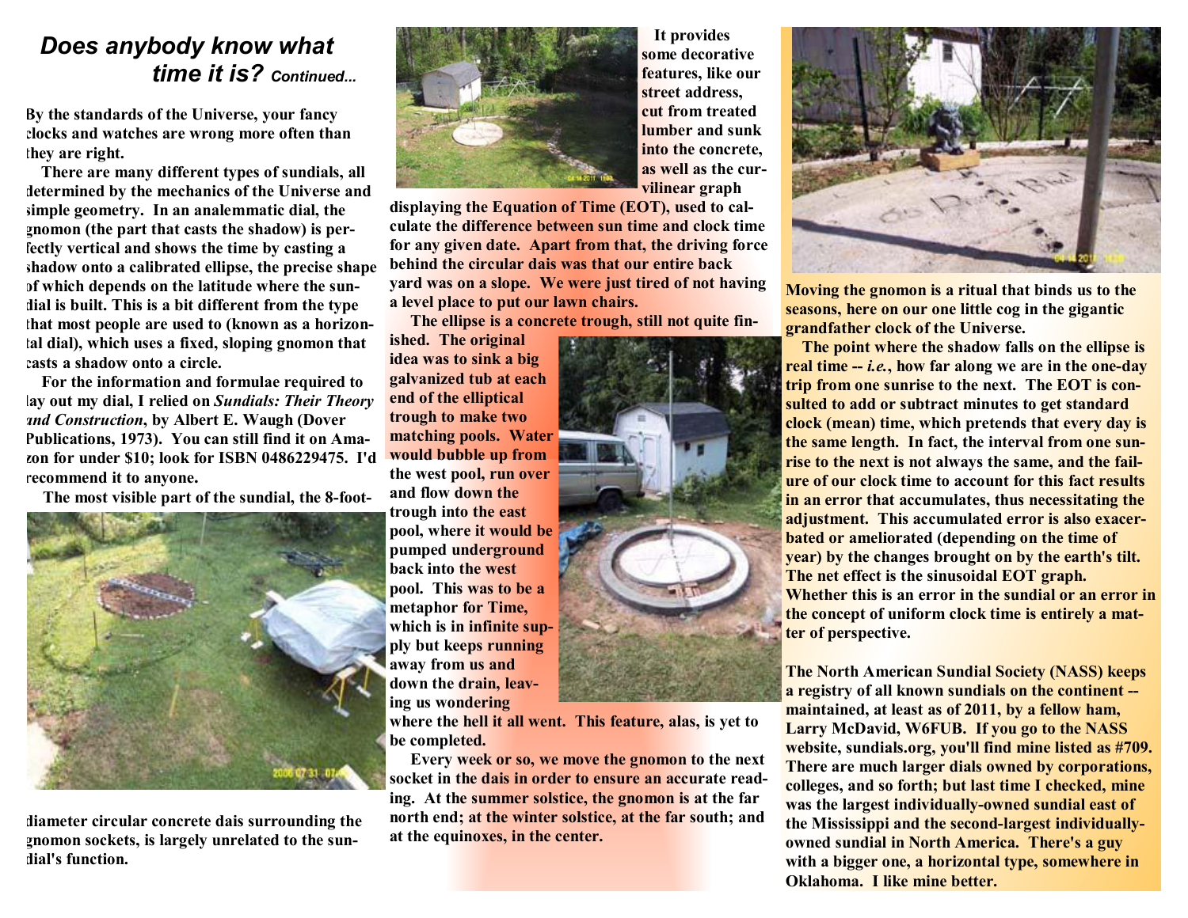## *Does anybody know what time it is? Continued...*

By the standards of the Universe, your fancy clocks and watches are wrong more often than they are right.

There are many different types of sundials, all determined by the mechanics of the Universe and simple geometry. In an analemmatic dial, the gnomon (the part that casts the shadow) is perfectly vertical and shows the time by casting a shadow onto a calibrated ellipse, the precise shape of which depends on the latitude where the sundial is built. This is a bit different from the type that most people are used to (known as a horizontal dial), which uses a fixed, sloping gnomon that casts a shadow onto a circle.

For the information and formulae required to lay out my dial, I relied on *Sundials: Their Theory and Construction*, by Albert E. Waugh (Dover Publications, 1973). You can still find it on Amazon for under $10; look for ISBN 0486229475. I'd recommend it to anyone.

The most visible part of the sundial, the 8-foot-diameter circular concrete dais surrounding the gnomon sockets, is largely unrelated to the sundial's function. It provides some decorative features, like our street address, cut from treated lumber and sunk into the concrete, as well as the curvilinear graph displaying the Equation of Time (EOT), used to calculate the difference between sun time and clock time for any given date. Apart from that, the driving force behind the circular dais was that our entire back yard was on a slope. We were just tired of not having a level place to put our lawn chairs.

The ellipse is a concrete trough, still not quite finished. The original idea was to sink a big galvanized tub at each end of the elliptical trough to make two matching pools. Water would bubble up from the west pool, run over and flow down the trough into the east pool, where it would be pumped underground back into the west pool. This was to be a metaphor for Time, which is in infinite supply but keeps running away from us and down the drain, leaving us wondering where the hell it all went. This feature, alas, is yet to be completed.

Every week or so, we move the gnomon to the next socket in the dais in order to ensure an accurate reading. At the summer solstice, the gnomon is at the far north end; at the winter solstice, at the far south; and at the equinoxes, in the center.

Moving the gnomon is a ritual that binds us to the seasons, here on our one little cog in the gigantic grandfather clock of the Universe.

The point where the shadow falls on the ellipse is real time -- *i.e.*, how far along we are in the one-day trip from one sunrise to the next. The EOT is consulted to add or subtract minutes to get standard clock (mean) time, which pretends that every day is the same length. In fact, the interval from one sunrise to the next is not always the same, and the failure of our clock time to account for this fact results in an error that accumulates, thus necessitating the adjustment. This accumulated error is also exacerbated or ameliorated (depending on the time of year) by the changes brought on by the earth's tilt. The net effect is the sinusoidal EOT graph. Whether this is an error in the sundial or an error in the concept of uniform clock time is entirely a matter of perspective.

The North American Sundial Society (NASS) keeps a registry of all known sundials on the continent -- maintained, at least as of 2011, by a fellow ham, Larry McDavid, W6FUB. If you go to the NASS website, sundials.org, you'll find mine listed as #709. There are much larger dials owned by corporations, colleges, and so forth; but last time I checked, mine was the largest individually-owned sundial east of the Mississippi and the second-largest individually-owned sundial in North America. There's a guy with a bigger one, a horizontal type, somewhere in Oklahoma. I like mine better.